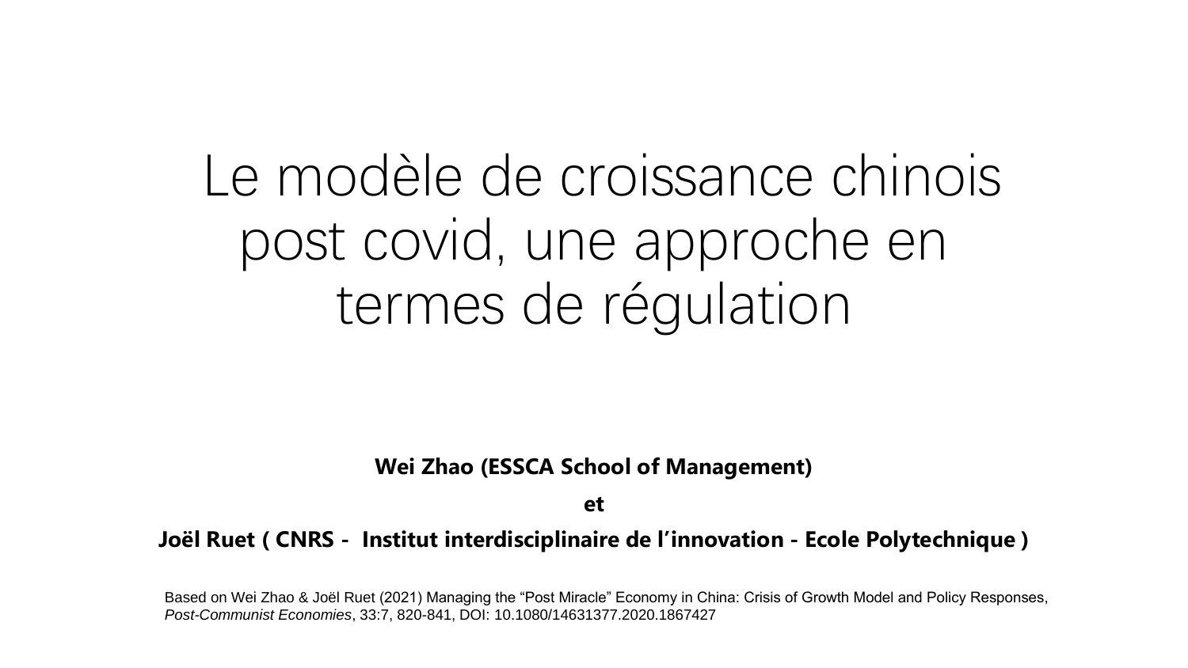# Le modèle de croissance chinois post covid, une approche en termes de régulation

**Wei Zhao (ESSCA School of Management)**

**et**

**Joël Ruet ( CNRS - Institut interdisciplinaire de l'innovation - Ecole Polytechnique )**

Based on Wei Zhao & Joël Ruet (2021) Managing the "Post Miracle" Economy in China: Crisis of Growth Model and Policy Responses, *Post-Communist Economies*, 33:7, 820-841, DOI: 10.1080/14631377.2020.1867427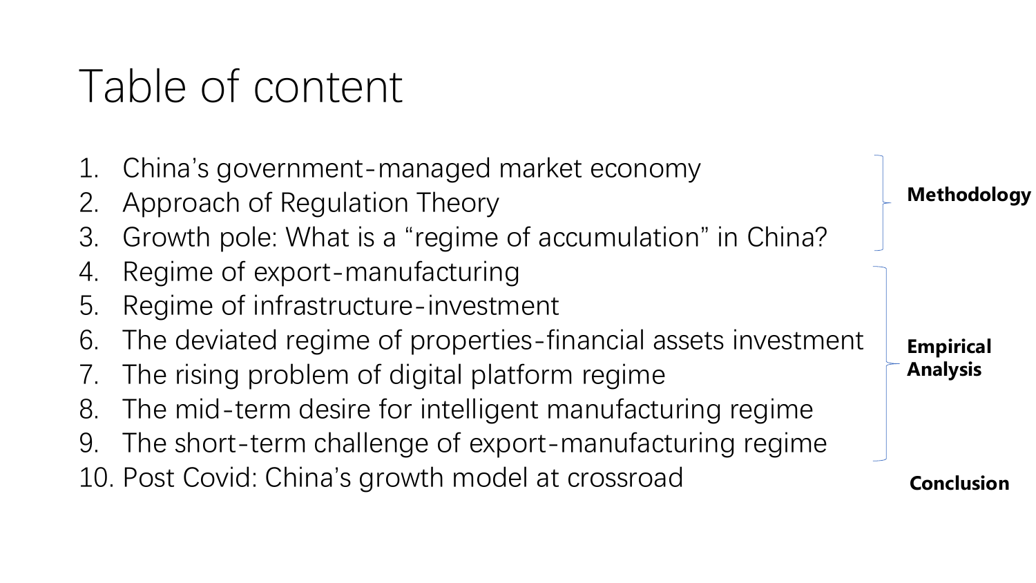# Table of content

1. China's government-managed market economy
2. Approach of Regulation Theory
3. Growth pole: What is a "regime of accumulation" in China?
4. Regime of export-manufacturing
5. Regime of infrastructure-investment
6. The deviated regime of properties-financial assets investment
7. The rising problem of digital platform regime
8. The mid-term desire for intelligent manufacturing regime
9. The short-term challenge of export-manufacturing regime
10. Post Covid: China's growth model at crossroad

**Methodology** (1–3)

**Empirical Analysis** (4–9)

**Conclusion** (10)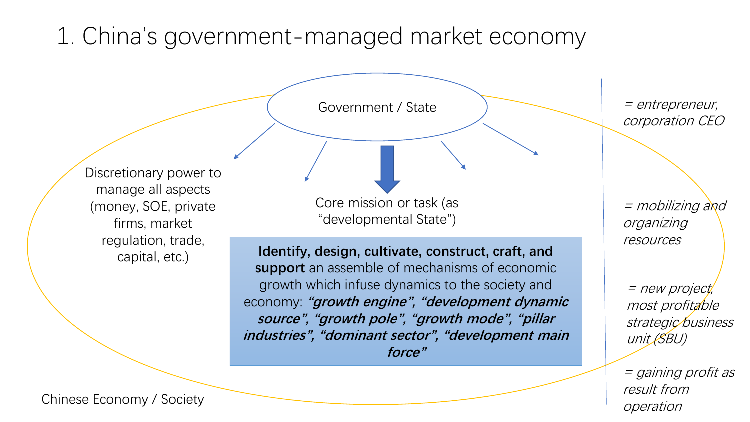# 1. China's government-managed market economy

Government / State

Discretionary power to manage all aspects (money, SOE, private firms, market regulation, trade, capital, etc.)

Core mission or task (as "developmental State")

**Identify, design, cultivate, construct, craft, and support** an assemble of mechanisms of economic growth which infuse dynamics to the society and economy: ***"growth engine", "development dynamic source", "growth pole", "growth mode", "pillar industries", "dominant sector", "development main force"***

Chinese Economy / Society

*= entrepreneur, corporation CEO*

*= mobilizing and organizing resources*

*= new project, most profitable strategic business unit (SBU)*

*= gaining profit as result from operation*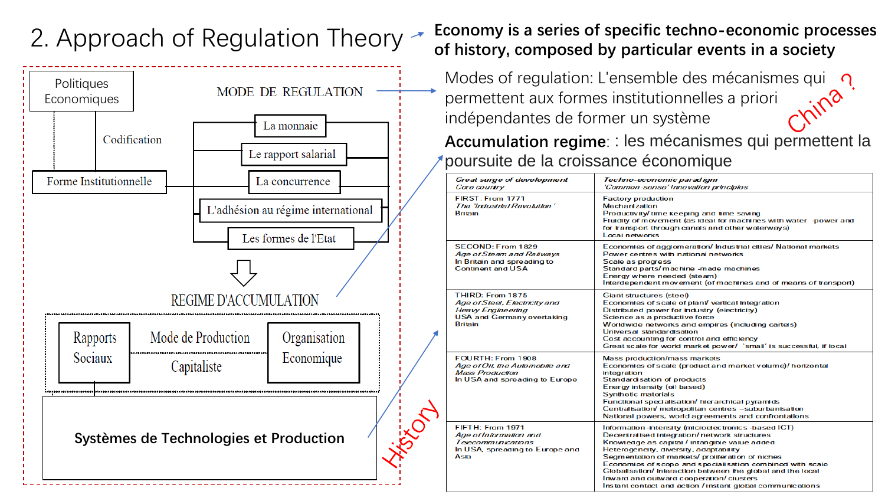## 2. Approach of Regulation Theory

**Economy is a series of specific techno-economic processes of history, composed by particular events in a society**

Politiques Economiques

Codification

Forme Institutionnelle

MODE DE REGULATION

- La monnaie
- Le rapport salarial
- La concurrence
- L'adhésion au régime international
- Les formes de l'Etat

REGIME D'ACCUMULATION

Rapports Sociaux — Mode de Production Capitaliste — Organisation Economique

**Systèmes de Technologies et Production**

Modes of regulation: L'ensemble des mécanismes qui permettent aux formes institutionnelles a priori indépendantes de former un système

China ?

**Accumulation regime**: : les mécanismes qui permettent la poursuite de la croissance économique

History

| *Great surge of development* Core country | *Techno-economic paradigm* 'Common-sense' innovation principles |
|---|---|
| FIRST: From 1771 *The 'Industrial Revolution'* Britain | Factory production; Mechanization; Productivity/ time keeping and time saving; Fluidity of movement (as ideal for machines with water -power and for transport through canals and other waterways); Local networks |
| SECOND: From 1829 *Age of Steam and Railways* In Britain and spreading to Continent and USA | Economies of agglomeration/ Industrial cities/ National markets; Power centres with national networks; Scale as progress; Standard parts/machine -made machines; Energy where needed (steam); Interdependent movement (of machines and of means of transport) |
| THIRD: From 1875 *Age of Steel, Electricity and Heavy Engineering* USA and Germany overtaking Britain | Giant structures (steel); Economies of scale of plant/ vertical integration; Distributed power for industry (electricity); Science as a productive force; Worldwide networks and empires (including cartels); Universal standardisation; Cost accounting for control and efficiency; Great scale for world market power/ 'small' is successful, if local |
| FOURTH: From 1908 *Age of Oil, the Automobile and Mass Production* In USA and spreading to Europe | Mass production/mass markets; Economies of scale (product and market volume)/ horizontal integration; Standardisation of products; Energy intensity (oil based); Synthetic materials; Functional specialisation/ hierarchical pyramids; Centralisation/ metropolitan centres –suburbanisation; National powers, world agreements and confrontations |
| FIFTH: From 1971 *Age of Information and Telecommunications* In USA, spreading to Europe and Asia | Information -intensity (microelectronics -based ICT); Decentralised integration/ network structures; Knowledge as capital / intangible value added; Heterogeneity, diversity, adaptability; Segmentation of markets/ proliferation of niches; Economies of scope and specialisation combined with scale; Globalisation/ interaction between the global and the local; Inward and outward cooperation/ clusters; Instant contact and action / instant global communications |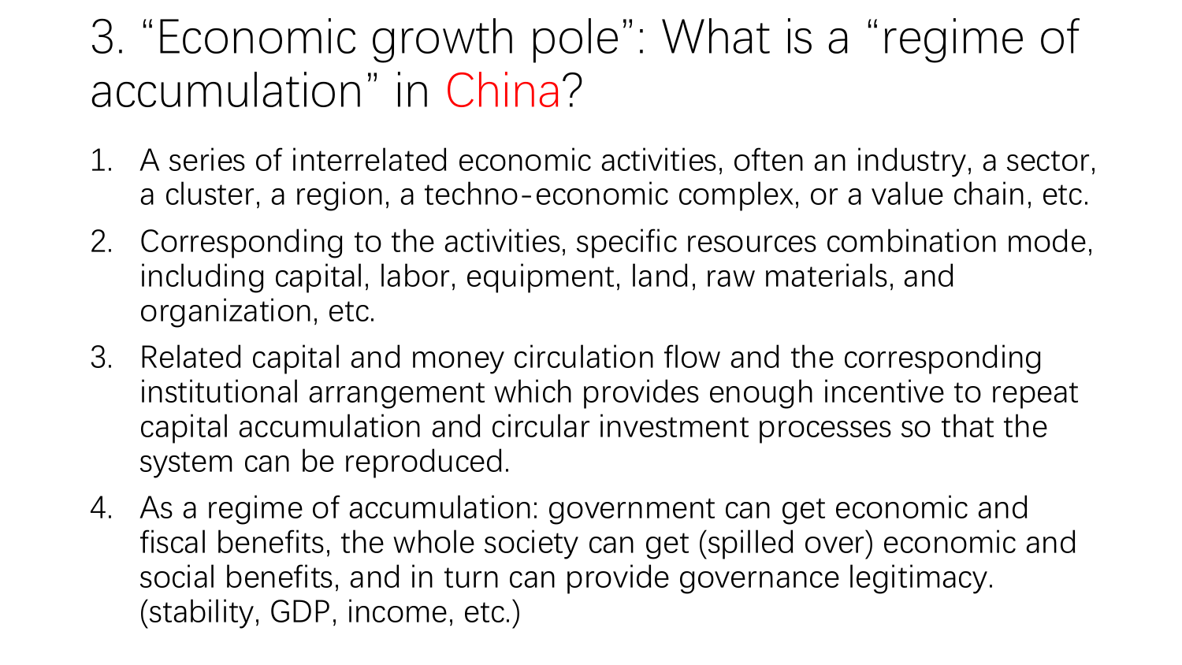# 3. "Economic growth pole": What is a "regime of accumulation" in China?

1. A series of interrelated economic activities, often an industry, a sector, a cluster, a region, a techno-economic complex, or a value chain, etc.
2. Corresponding to the activities, specific resources combination mode, including capital, labor, equipment, land, raw materials, and organization, etc.
3. Related capital and money circulation flow and the corresponding institutional arrangement which provides enough incentive to repeat capital accumulation and circular investment processes so that the system can be reproduced.
4. As a regime of accumulation: government can get economic and fiscal benefits, the whole society can get (spilled over) economic and social benefits, and in turn can provide governance legitimacy. (stability, GDP, income, etc.)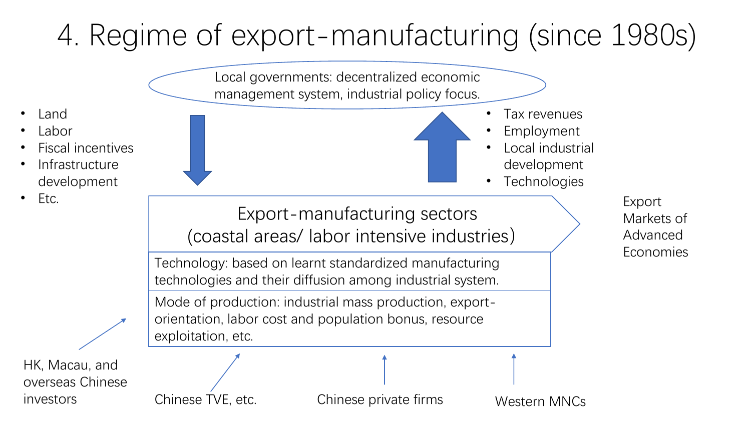# 4. Regime of export-manufacturing (since 1980s)

Local governments: decentralized economic management system, industrial policy focus.

- Land
- Labor
- Fiscal incentives
- Infrastructure development
- Etc.

- Tax revenues
- Employment
- Local industrial development
- Technologies

Export-manufacturing sectors (coastal areas/ labor intensive industries)

Technology: based on learnt standardized manufacturing technologies and their diffusion among industrial system.

Mode of production: industrial mass production, export-orientation, labor cost and population bonus, resource exploitation, etc.

Export Markets of Advanced Economies

HK, Macau, and overseas Chinese investors

Chinese TVE, etc.

Chinese private firms

Western MNCs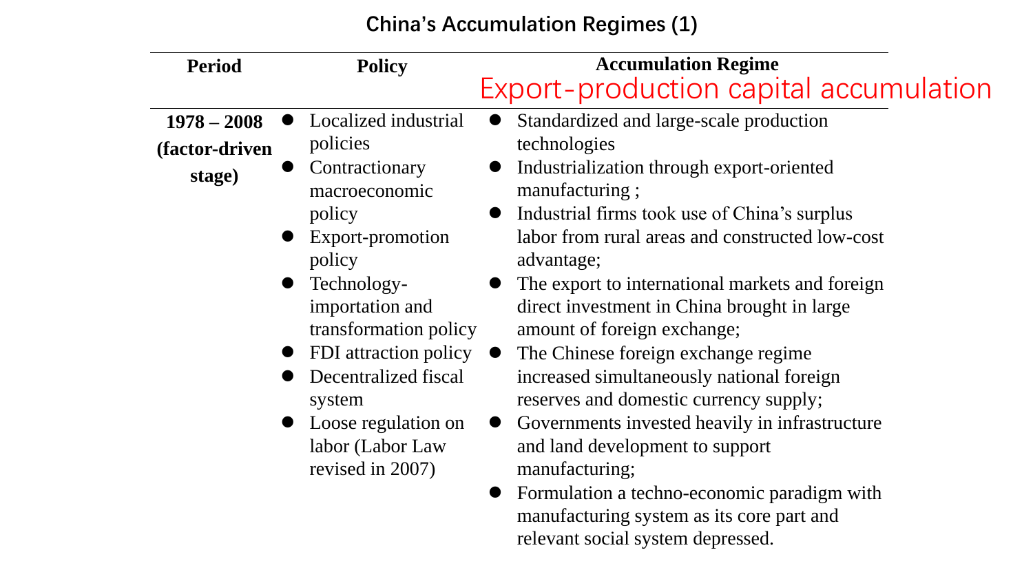# China's Accumulation Regimes (1)

| Period | Policy | Accumulation Regime<br>Export-production capital accumulation |
|---|---|---|
| **1978 – 2008 (factor-driven stage)** | ● Localized industrial policies<br>● Contractionary macroeconomic policy<br>● Export-promotion policy<br>● Technology-importation and transformation policy<br>● FDI attraction policy<br>● Decentralized fiscal system<br>● Loose regulation on labor (Labor Law revised in 2007) | ● Standardized and large-scale production technologies<br>● Industrialization through export-oriented manufacturing ;<br>● Industrial firms took use of China's surplus labor from rural areas and constructed low-cost advantage;<br>● The export to international markets and foreign direct investment in China brought in large amount of foreign exchange;<br>● The Chinese foreign exchange regime increased simultaneously national foreign reserves and domestic currency supply;<br>● Governments invested heavily in infrastructure and land development to support manufacturing;<br>● Formulation a techno-economic paradigm with manufacturing system as its core part and relevant social system depressed. |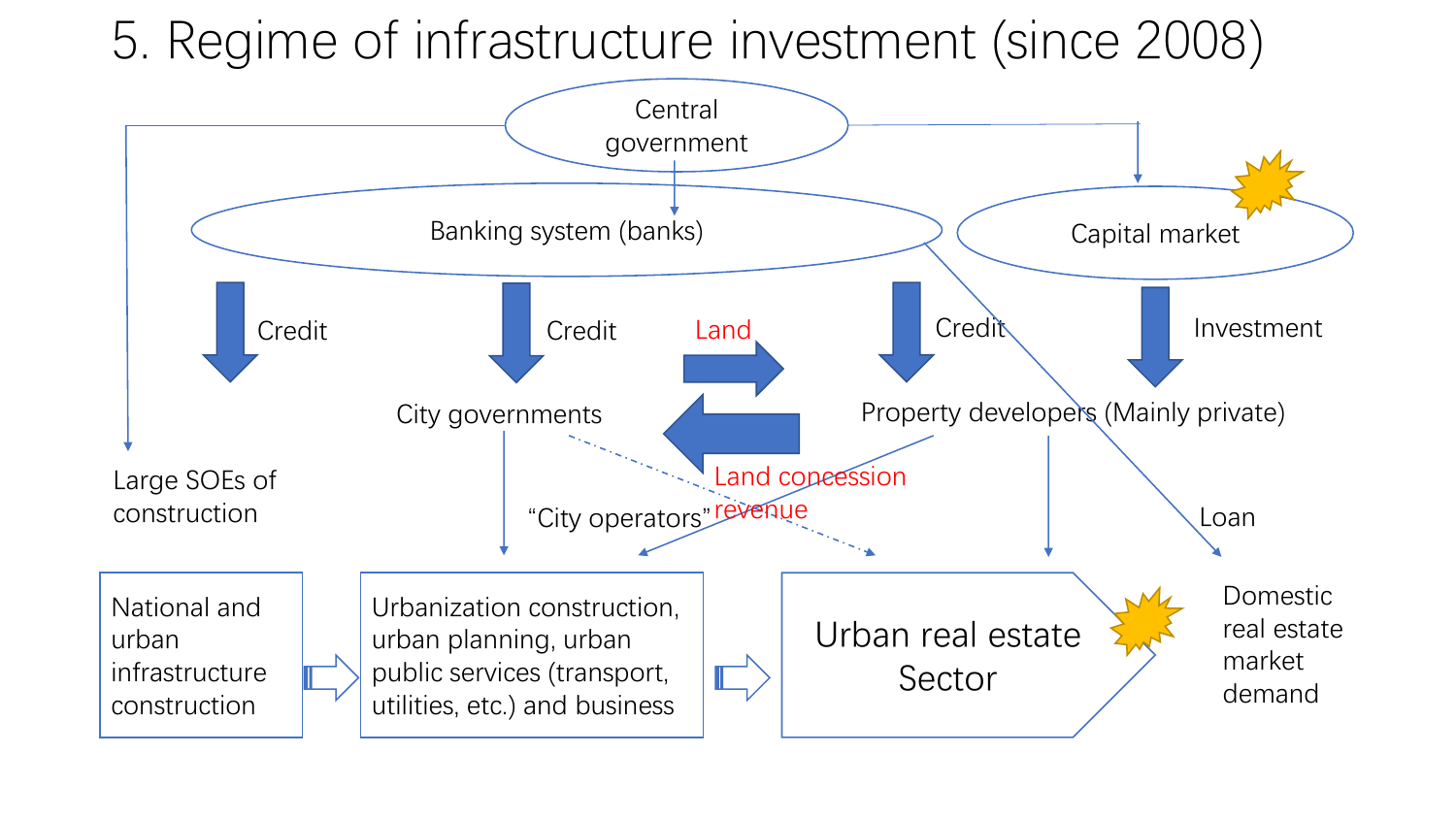# 5. Regime of infrastructure investment (since 2008)

Central government

Banking system (banks)

Capital market

Credit

Credit

Land

Credit

Investment

City governments

Property developers (Mainly private)

Land concession revenue

Large SOEs of construction

"City operators"

Loan

National and urban infrastructure construction

Urbanization construction, urban planning, urban public services (transport, utilities, etc.) and business

Urban real estate Sector

Domestic real estate market demand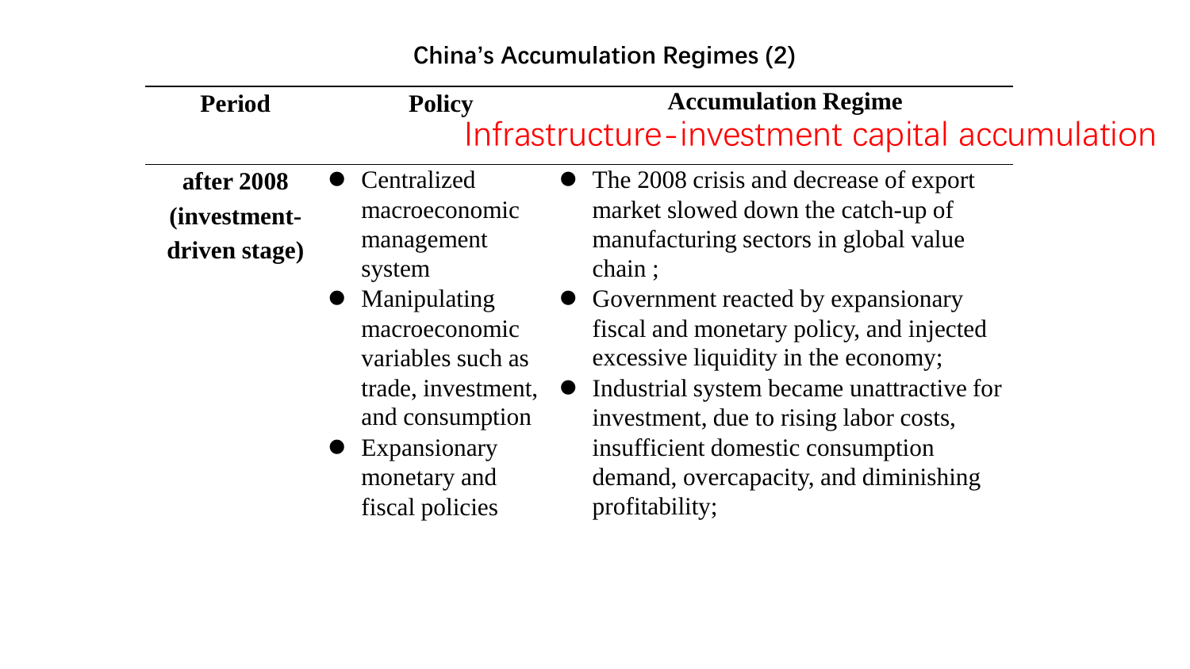## China's Accumulation Regimes (2)

| Period | Policy | Accumulation Regime<br>Infrastructure-investment capital accumulation |
|---|---|---|
| **after 2008 (investment-driven stage)** | • Centralized macroeconomic management system<br>• Manipulating macroeconomic variables such as trade, investment, and consumption<br>• Expansionary monetary and fiscal policies | • The 2008 crisis and decrease of export market slowed down the catch-up of manufacturing sectors in global value chain ;<br>• Government reacted by expansionary fiscal and monetary policy, and injected excessive liquidity in the economy;<br>• Industrial system became unattractive for investment, due to rising labor costs, insufficient domestic consumption demand, overcapacity, and diminishing profitability; |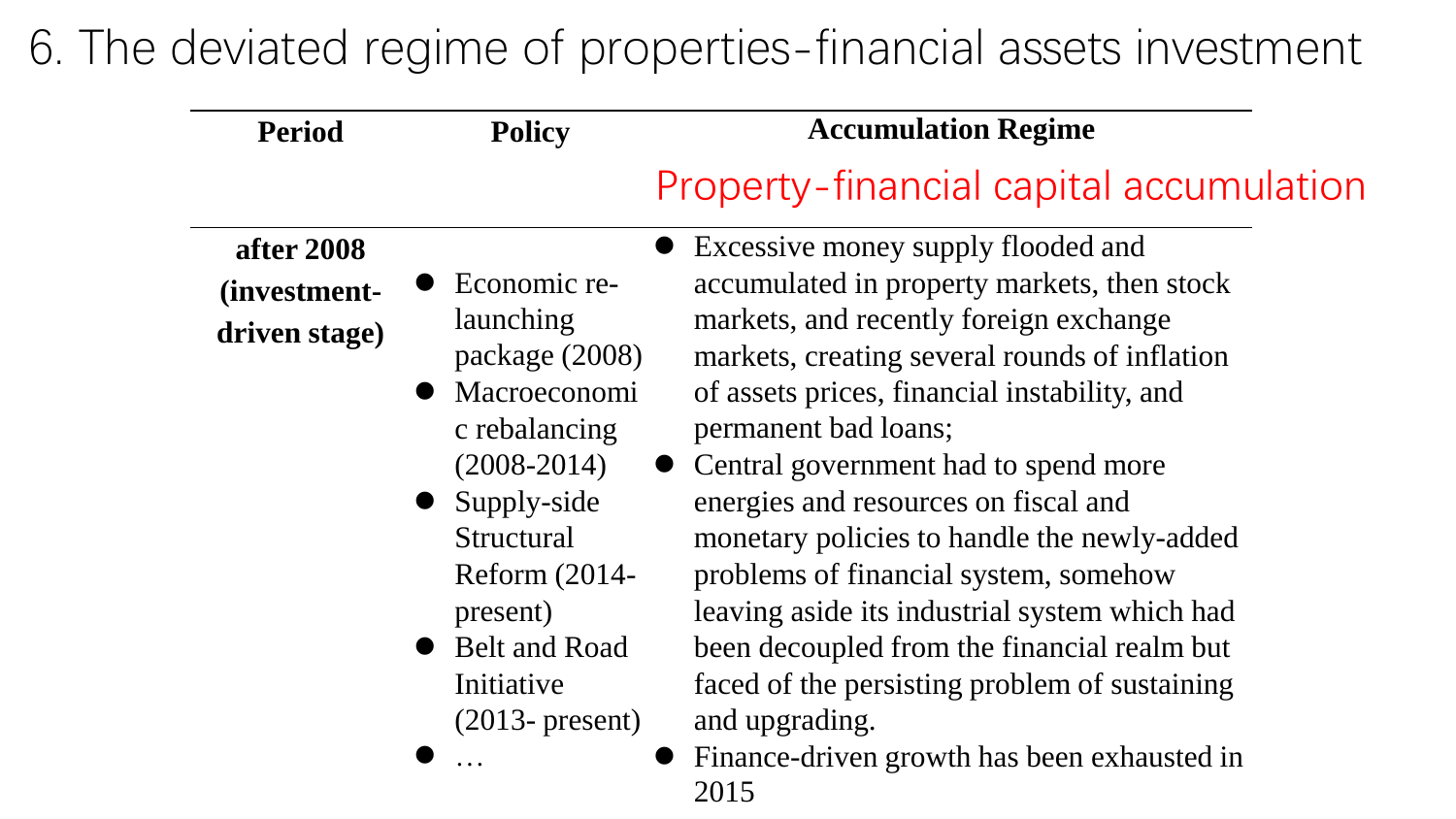# 6. The deviated regime of properties-financial assets investment

| Period | Policy | Accumulation Regime |
|---|---|---|
| | | Property-financial capital accumulation |
| **after 2008 (investment-driven stage)** | • Economic re-launching package (2008)<br>• Macroeconomic rebalancing (2008-2014)<br>• Supply-side Structural Reform (2014-present)<br>• Belt and Road Initiative (2013- present)<br>• … | • Excessive money supply flooded and accumulated in property markets, then stock markets, and recently foreign exchange markets, creating several rounds of inflation of assets prices, financial instability, and permanent bad loans;<br>• Central government had to spend more energies and resources on fiscal and monetary policies to handle the newly-added problems of financial system, somehow leaving aside its industrial system which had been decoupled from the financial realm but faced of the persisting problem of sustaining and upgrading.<br>• Finance-driven growth has been exhausted in 2015 |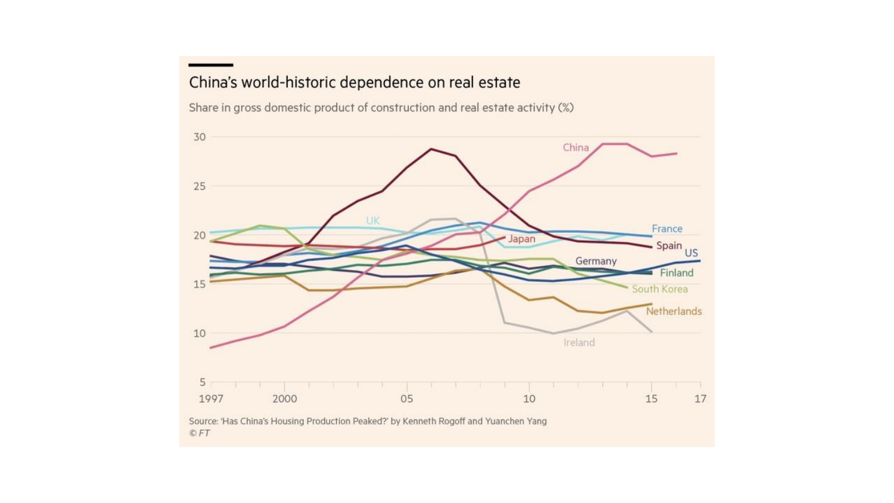## China's world-historic dependence on real estate

Share in gross domestic product of construction and real estate activity (%)

Source: 'Has China's Housing Production Peaked?' by Kenneth Rogoff and Yuanchen Yang

© FT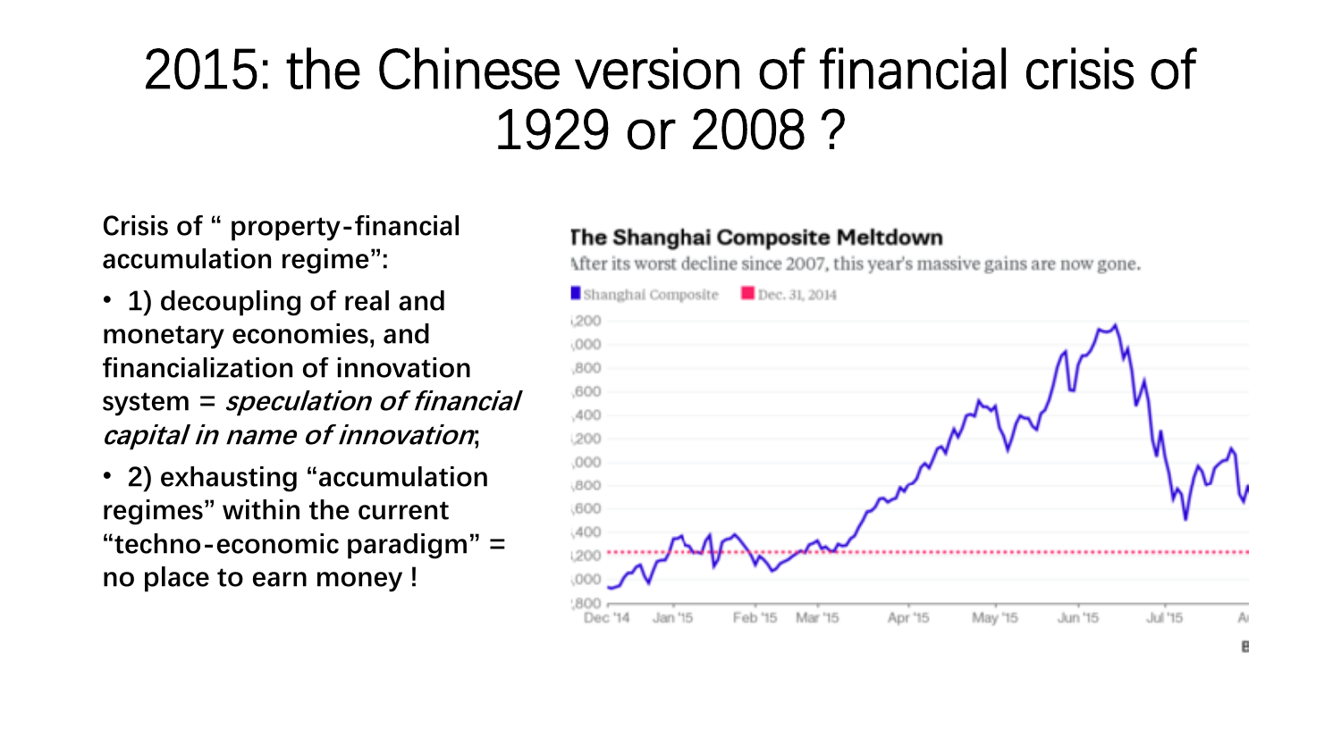# 2015: the Chinese version of financial crisis of 1929 or 2008 ?

**Crisis of " property-financial accumulation regime":**

- **1) decoupling of real and monetary economies, and financialization of innovation system = *speculation of financial capital in name of innovation*;**
- **2) exhausting "accumulation regimes" within the current "techno-economic paradigm" = no place to earn money !**

**The Shanghai Composite Meltdown**

After its worst decline since 2007, this year's massive gains are now gone.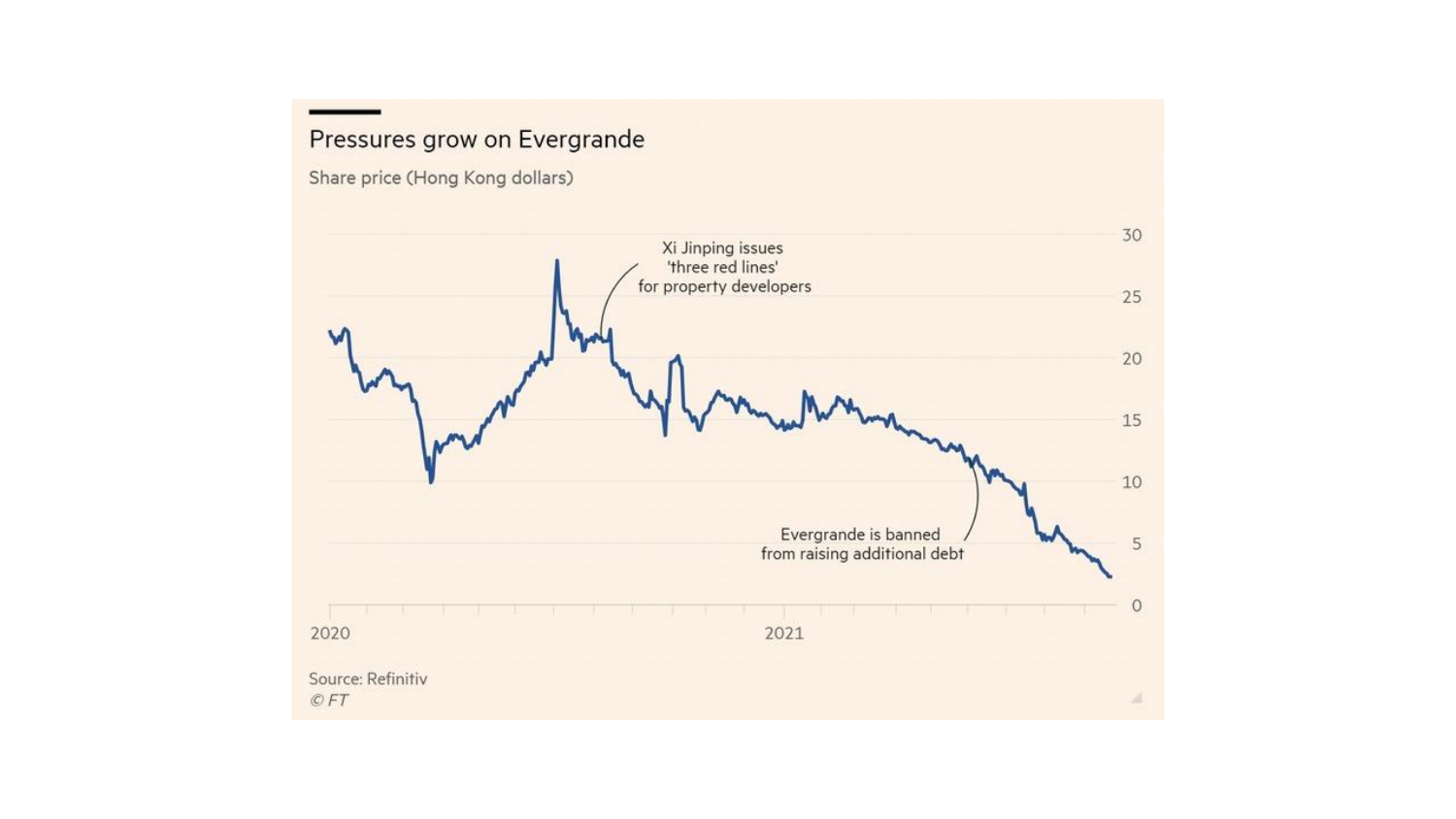## Pressures grow on Evergrande

Share price (Hong Kong dollars)

Xi Jinping issues 'three red lines' for property developers

Evergrande is banned from raising additional debt

30
25
20
15
10
5
0

2020
2021

Source: Refinitiv
© FT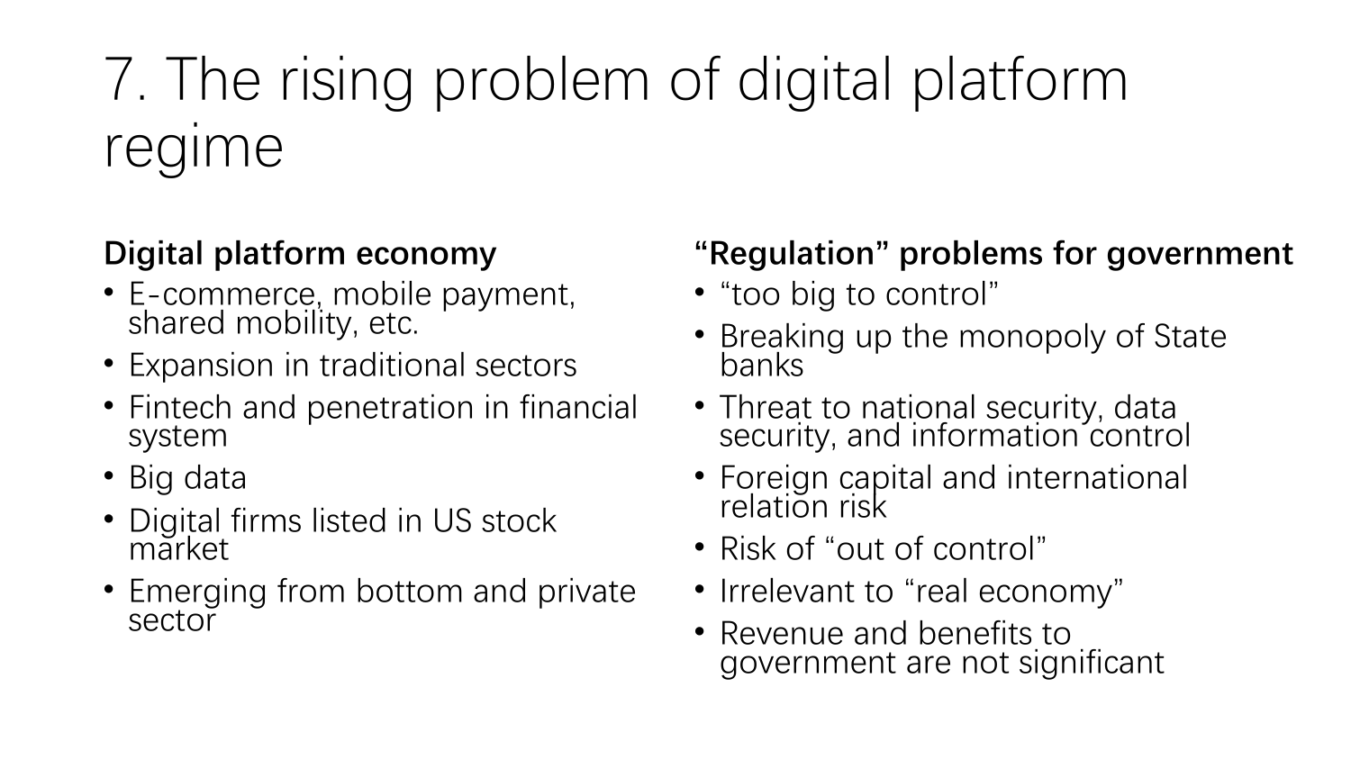# 7. The rising problem of digital platform regime

**Digital platform economy**

- E-commerce, mobile payment, shared mobility, etc.
- Expansion in traditional sectors
- Fintech and penetration in financial system
- Big data
- Digital firms listed in US stock market
- Emerging from bottom and private sector

**"Regulation" problems for government**

- "too big to control"
- Breaking up the monopoly of State banks
- Threat to national security, data security, and information control
- Foreign capital and international relation risk
- Risk of "out of control"
- Irrelevant to "real economy"
- Revenue and benefits to government are not significant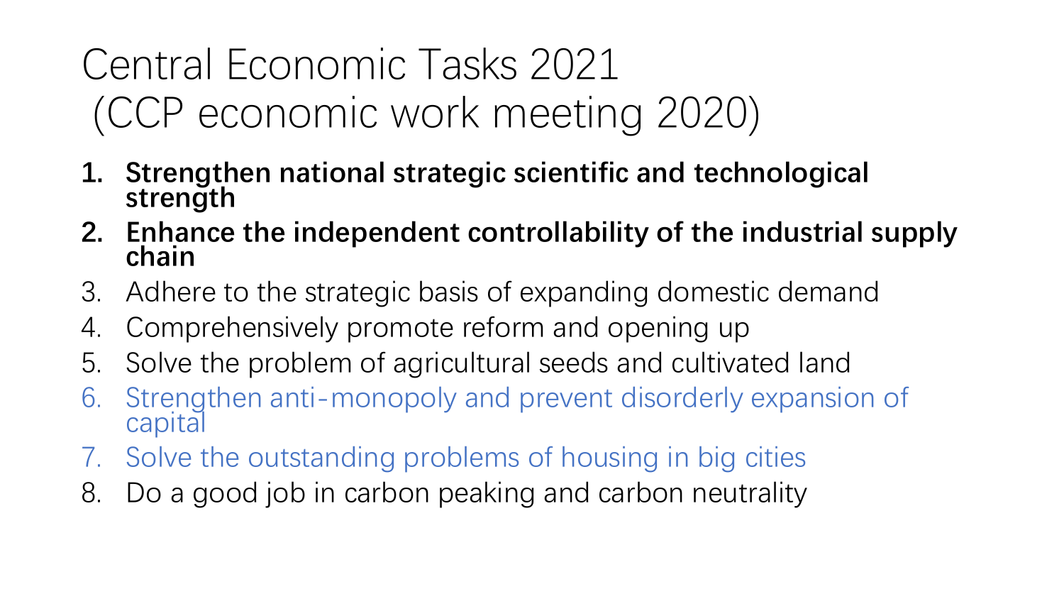# Central Economic Tasks 2021 (CCP economic work meeting 2020)

1. **Strengthen national strategic scientific and technological strength**
2. **Enhance the independent controllability of the industrial supply chain**
3. Adhere to the strategic basis of expanding domestic demand
4. Comprehensively promote reform and opening up
5. Solve the problem of agricultural seeds and cultivated land
6. Strengthen anti-monopoly and prevent disorderly expansion of capital
7. Solve the outstanding problems of housing in big cities
8. Do a good job in carbon peaking and carbon neutrality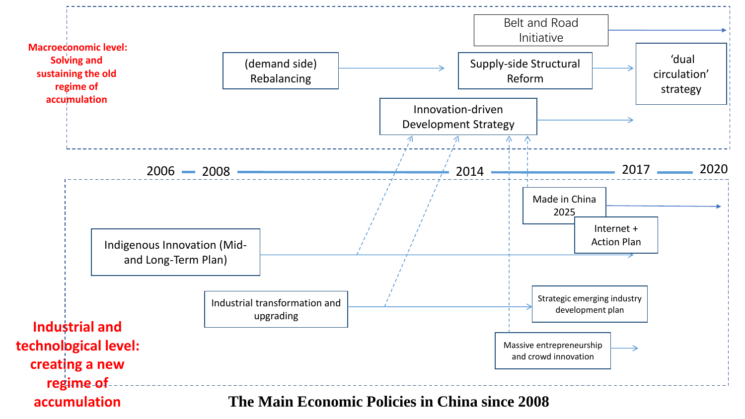Macroeconomic level: Solving and sustaining the old regime of accumulation

Belt and Road Initiative

(demand side) Rebalancing

Supply-side Structural Reform

'dual circulation' strategy

Innovation-driven Development Strategy

2006 2008 2014 2017 2020

Made in China 2025

Internet + Action Plan

Indigenous Innovation (Mid- and Long-Term Plan)

Industrial transformation and upgrading

Strategic emerging industry development plan

Massive entrepreneurship and crowd innovation

Industrial and technological level: creating a new regime of accumulation

**The Main Economic Policies in China since 2008**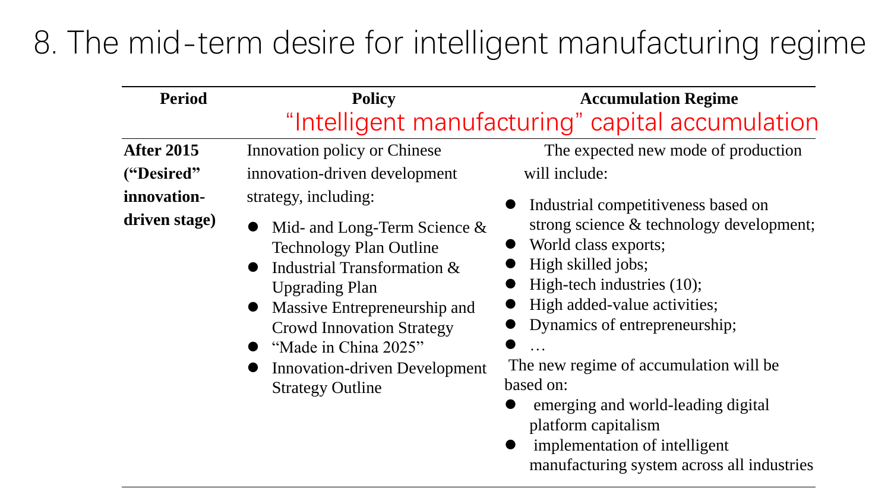# 8. The mid-term desire for intelligent manufacturing regime

| Period | Policy | Accumulation Regime |
|---|---|---|
| | "Intelligent manufacturing" capital accumulation | |
| **After 2015 ("Desired" innovation-driven stage)** | Innovation policy or Chinese innovation-driven development strategy, including:<br>● Mid- and Long-Term Science & Technology Plan Outline<br>● Industrial Transformation & Upgrading Plan<br>● Massive Entrepreneurship and Crowd Innovation Strategy<br>● "Made in China 2025"<br>● Innovation-driven Development Strategy Outline | The expected new mode of production will include:<br>● Industrial competitiveness based on strong science & technology development;<br>● World class exports;<br>● High skilled jobs;<br>● High-tech industries (10);<br>● High added-value activities;<br>● Dynamics of entrepreneurship;<br>● …<br>The new regime of accumulation will be based on:<br>● emerging and world-leading digital platform capitalism<br>● implementation of intelligent manufacturing system across all industries |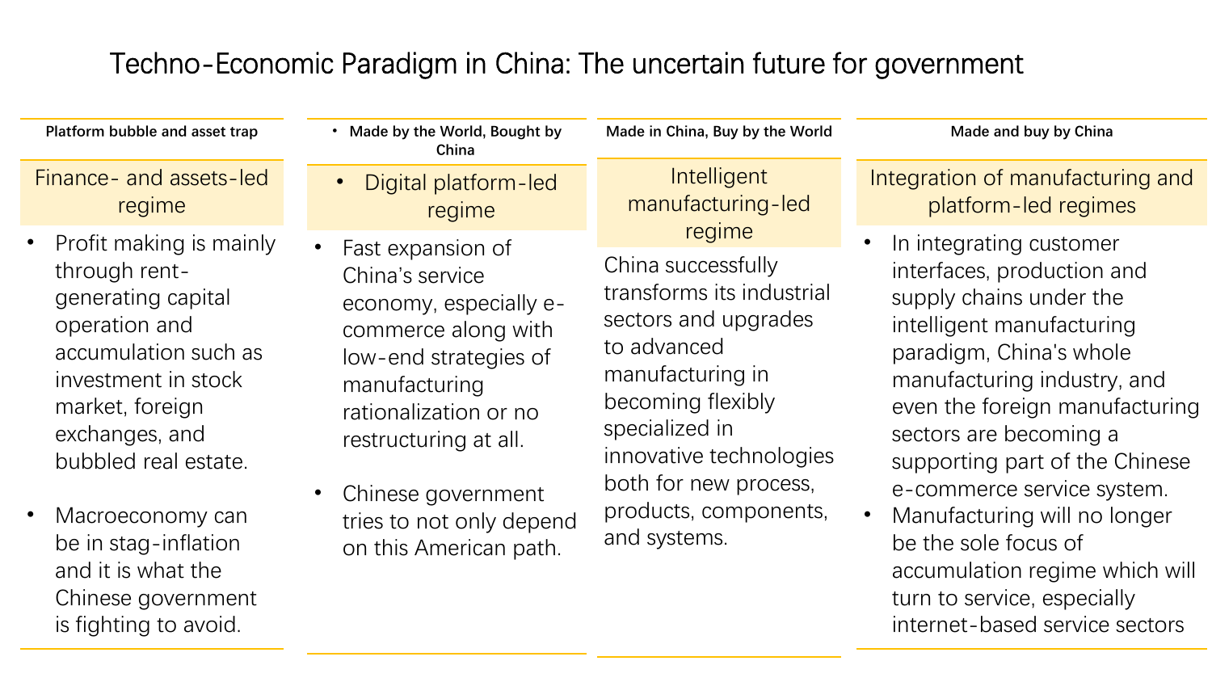# Techno-Economic Paradigm in China: The uncertain future for government

| Platform bubble and asset trap | Made by the World, Bought by China | Made in China, Buy by the World | Made and buy by China |
|---|---|---|---|
| Finance- and assets-led regime | Digital platform-led regime | Intelligent manufacturing-led regime | Integration of manufacturing and platform-led regimes |
| • Profit making is mainly through rent-generating capital operation and accumulation such as investment in stock market, foreign exchanges, and bubbled real estate.<br><br>• Macroeconomy can be in stag-inflation and it is what the Chinese government is fighting to avoid. | • Fast expansion of China's service economy, especially e-commerce along with low-end strategies of manufacturing rationalization or no restructuring at all.<br><br>• Chinese government tries to not only depend on this American path. | China successfully transforms its industrial sectors and upgrades to advanced manufacturing in becoming flexibly specialized in innovative technologies both for new process, products, components, and systems. | • In integrating customer interfaces, production and supply chains under the intelligent manufacturing paradigm, China's whole manufacturing industry, and even the foreign manufacturing sectors are becoming a supporting part of the Chinese e-commerce service system.<br>• Manufacturing will no longer be the sole focus of accumulation regime which will turn to service, especially internet-based service sectors |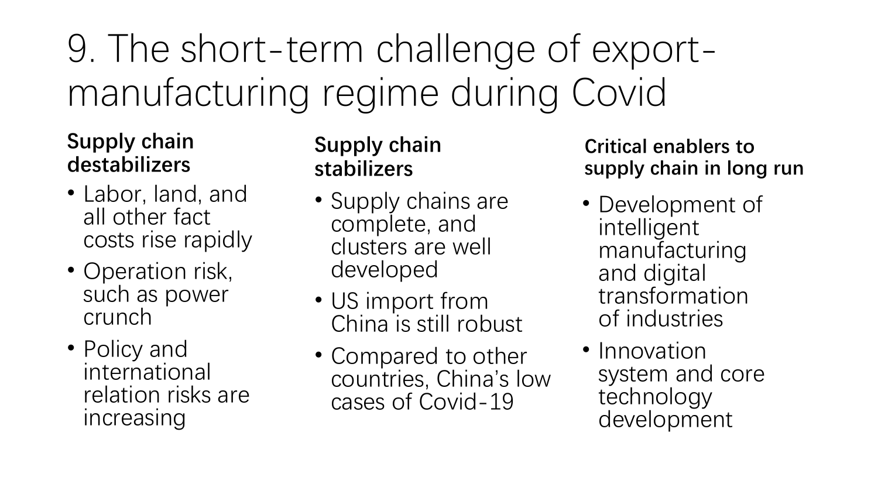# 9. The short-term challenge of export-manufacturing regime during Covid

**Supply chain destabilizers**

- Labor, land, and all other fact costs rise rapidly
- Operation risk, such as power crunch
- Policy and international relation risks are increasing

**Supply chain stabilizers**

- Supply chains are complete, and clusters are well developed
- US import from China is still robust
- Compared to other countries, China's low cases of Covid-19

**Critical enablers to supply chain in long run**

- Development of intelligent manufacturing and digital transformation of industries
- Innovation system and core technology development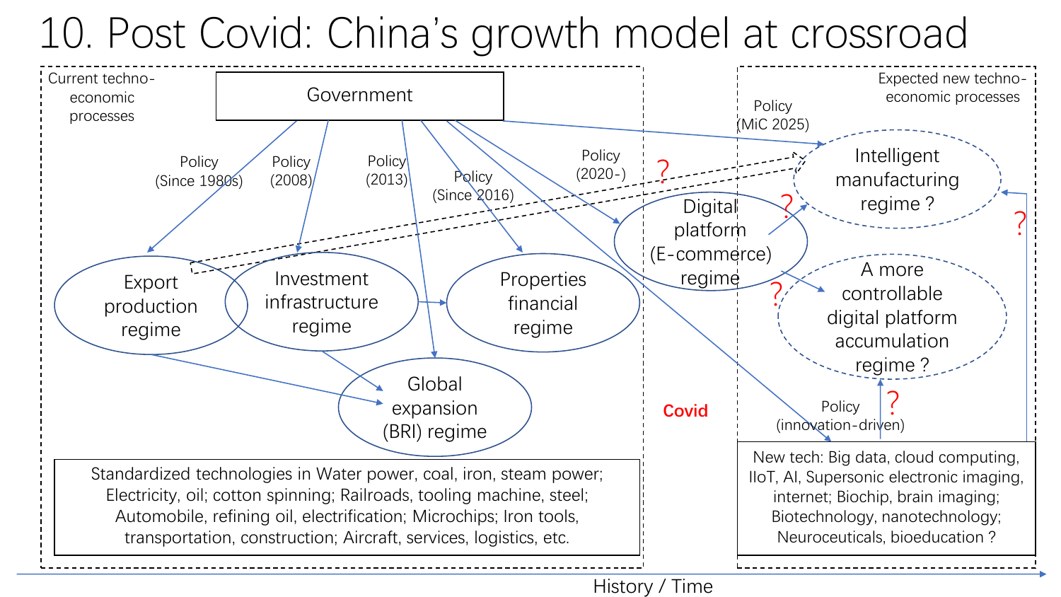# 10. Post Covid: China's growth model at crossroad

Current techno-economic processes

Government

Policy (Since 1980s)

Policy (2008)

Policy (2013)

Policy (Since 2016)

Policy (2020-)

Policy (MiC 2025)

Export production regime

Investment infrastructure regime

Properties financial regime

Global expansion (BRI) regime

Digital platform (E-commerce) regime

Standardized technologies in Water power, coal, iron, steam power; Electricity, oil; cotton spinning; Railroads, tooling machine, steel; Automobile, refining oil, electrification; Microchips; Iron tools, transportation, construction; Aircraft, services, logistics, etc.

Covid

Expected new techno-economic processes

Intelligent manufacturing regime ?

A more controllable digital platform accumulation regime ?

Policy (innovation-driven)

New tech: Big data, cloud computing, IIoT, AI, Supersonic electronic imaging, internet; Biochip, brain imaging; Biotechnology, nanotechnology; Neuroceuticals, bioeducation ?

?

?

?

?

?

History / Time